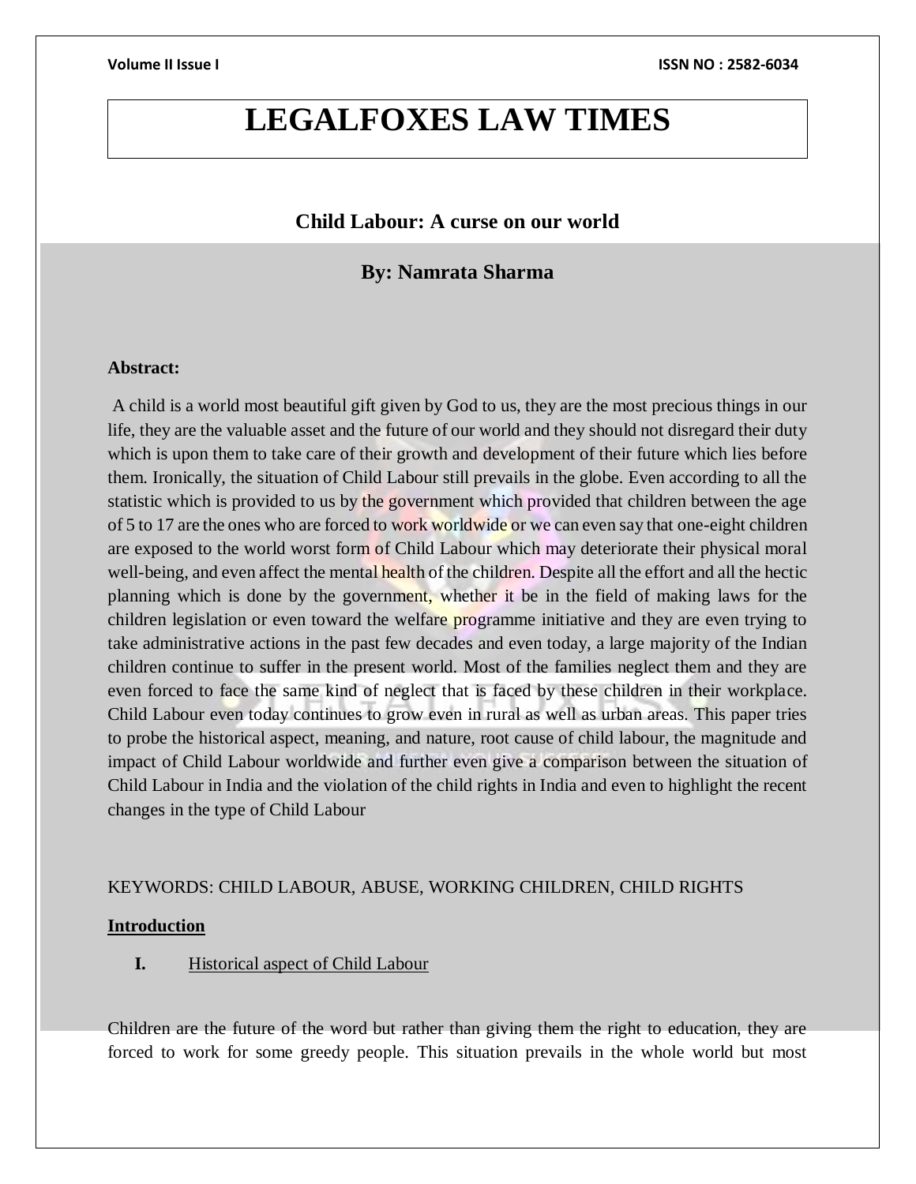# LEGALFOXES LAW TIMES

## Child Labour: A curse on our world

### By: Namrata Sharma

**Abstract:**

A child is a world most beautiful gift given by God to us, they are the most precious things in our life, they are the valuable asset and the future of our world and they should not disregard their duty which is upon them to take care of their growth and development of their future which lies before them. Ironically, the situation of Child Labour still prevails in the globe. Even according to all the statistic which is provided to us by the government which provided that children between the age of 5 to 17 are the ones who are forced to work worldwide or we can even say that one-eight children are exposed to the world worst form of Child Labour which may deteriorate their physical moral well-being, and even affect the mental health of the children. Despite all the effort and all the hectic planning which is done by the government, whether it be in the field of making laws for the children legislation or even toward the welfare programme initiative and they are even trying to take administrative actions in the past few decades and even today, a large majority of the Indian children continue to suffer in the present world. Most of the families neglect them and they are even forced to face the same kind of neglect that is faced by these children in their workplace. Child Labour even today continues to grow even in rural as well as urban areas. This paper tries to probe the historical aspect, meaning, and nature, root cause of child labour, the magnitude and impact of Child Labour worldwide and further even give a comparison between the situation of Child Labour in India and the violation of the child rights in India and even to highlight the recent changes in the type of Child Labour

KEYWORDS: CHILD LABOUR, ABUSE, WORKING CHILDREN, CHILD RIGHTS

**Introduction**

**I.** Historical aspect of Child Labour

Children are the future of the word but rather than giving them the right to education, they are forced to work for some greedy people. This situation prevails in the whole world but most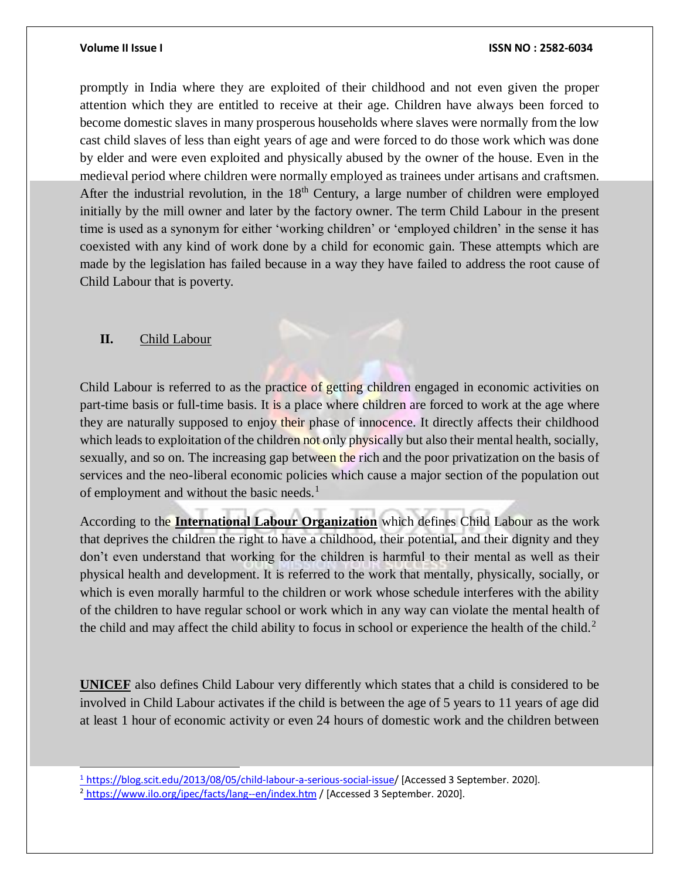promptly in India where they are exploited of their childhood and not even given the proper attention which they are entitled to receive at their age. Children have always been forced to become domestic slaves in many prosperous households where slaves were normally from the low cast child slaves of less than eight years of age and were forced to do those work which was done by elder and were even exploited and physically abused by the owner of the house. Even in the medieval period where children were normally employed as trainees under artisans and craftsmen. After the industrial revolution, in the 18th Century, a large number of children were employed initially by the mill owner and later by the factory owner. The term Child Labour in the present time is used as a synonym for either 'working children' or 'employed children' in the sense it has coexisted with any kind of work done by a child for economic gain. These attempts which are made by the legislation has failed because in a way they have failed to address the root cause of Child Labour that is poverty.

## II. Child Labour

Child Labour is referred to as the practice of getting children engaged in economic activities on part-time basis or full-time basis. It is a place where children are forced to work at the age where they are naturally supposed to enjoy their phase of innocence. It directly affects their childhood which leads to exploitation of the children not only physically but also their mental health, socially, sexually, and so on. The increasing gap between the rich and the poor privatization on the basis of services and the neo-liberal economic policies which cause a major section of the population out of employment and without the basic needs.[1]

According to the **International Labour Organization** which defines Child Labour as the work that deprives the children the right to have a childhood, their potential, and their dignity and they don't even understand that working for the children is harmful to their mental as well as their physical health and development. It is referred to the work that mentally, physically, socially, or which is even morally harmful to the children or work whose schedule interferes with the ability of the children to have regular school or work which in any way can violate the mental health of the child and may affect the child ability to focus in school or experience the health of the child.[2]

**UNICEF** also defines Child Labour very differently which states that a child is considered to be involved in Child Labour activates if the child is between the age of 5 years to 11 years of age did at least 1 hour of economic activity or even 24 hours of domestic work and the children between

---

[1] https://blog.scit.edu/2013/08/05/child-labour-a-serious-social-issue/ [Accessed 3 September. 2020].

[2] https://www.ilo.org/ipec/facts/lang--en/index.htm / [Accessed 3 September. 2020].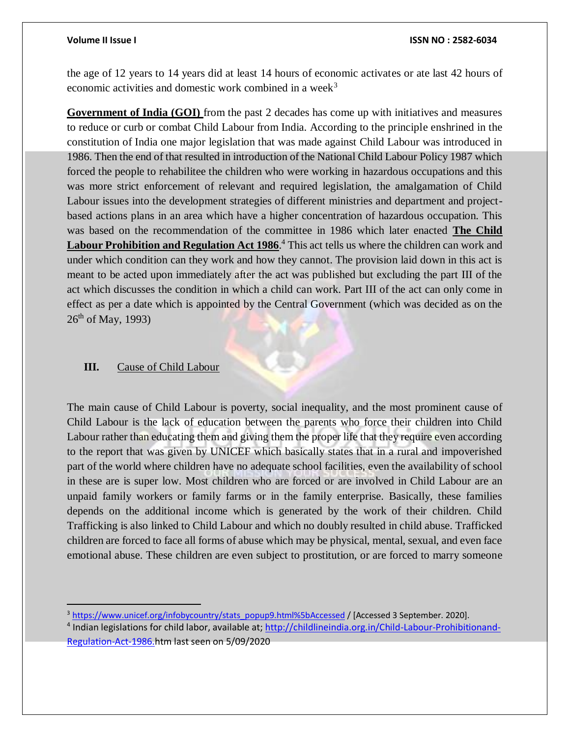the age of 12 years to 14 years did at least 14 hours of economic activates or ate last 42 hours of economic activities and domestic work combined in a week[3]

**Government of India (GOI)** from the past 2 decades has come up with initiatives and measures to reduce or curb or combat Child Labour from India. According to the principle enshrined in the constitution of India one major legislation that was made against Child Labour was introduced in 1986. Then the end of that resulted in introduction of the National Child Labour Policy 1987 which forced the people to rehabilitee the children who were working in hazardous occupations and this was more strict enforcement of relevant and required legislation, the amalgamation of Child Labour issues into the development strategies of different ministries and department and project-based actions plans in an area which have a higher concentration of hazardous occupation. This was based on the recommendation of the committee in 1986 which later enacted **The Child Labour Prohibition and Regulation Act 1986**.[4] This act tells us where the children can work and under which condition can they work and how they cannot. The provision laid down in this act is meant to be acted upon immediately after the act was published but excluding the part III of the act which discusses the condition in which a child can work. Part III of the act can only come in effect as per a date which is appointed by the Central Government (which was decided as on the 26th of May, 1993)

## III. Cause of Child Labour

The main cause of Child Labour is poverty, social inequality, and the most prominent cause of Child Labour is the lack of education between the parents who force their children into Child Labour rather than educating them and giving them the proper life that they require even according to the report that was given by UNICEF which basically states that in a rural and impoverished part of the world where children have no adequate school facilities, even the availability of school in these are is super low. Most children who are forced or are involved in Child Labour are an unpaid family workers or family farms or in the family enterprise. Basically, these families depends on the additional income which is generated by the work of their children. Child Trafficking is also linked to Child Labour and which no doubly resulted in child abuse. Trafficked children are forced to face all forms of abuse which may be physical, mental, sexual, and even face emotional abuse. These children are even subject to prostitution, or are forced to marry someone

---

[3] https://www.unicef.org/infobycountry/stats_popup9.html%5bAccessed / [Accessed 3 September. 2020].

[4] Indian legislations for child labor, available at; http://childlineindia.org.in/Child-Labour-Prohibitionand-Regulation-Act-1986.htm last seen on 5/09/2020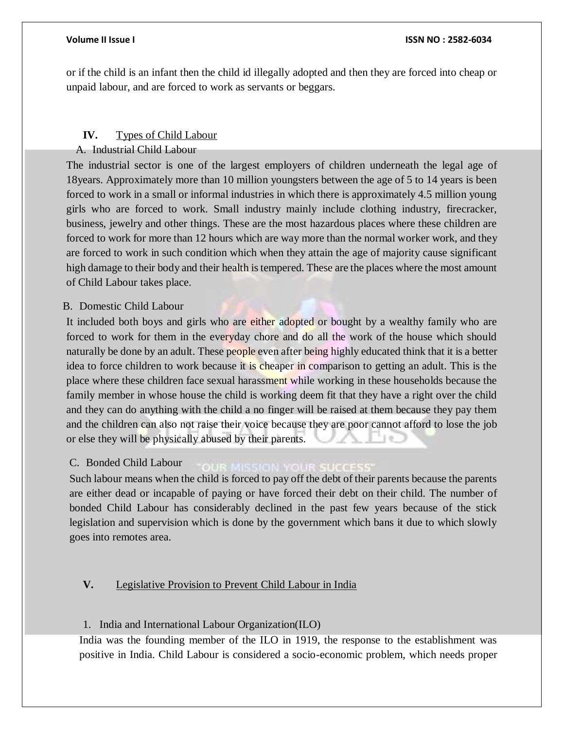or if the child is an infant then the child id illegally adopted and then they are forced into cheap or unpaid labour, and are forced to work as servants or beggars.

## IV. Types of Child Labour

### A. Industrial Child Labour

The industrial sector is one of the largest employers of children underneath the legal age of 18years. Approximately more than 10 million youngsters between the age of 5 to 14 years is been forced to work in a small or informal industries in which there is approximately 4.5 million young girls who are forced to work. Small industry mainly include clothing industry, firecracker, business, jewelry and other things. These are the most hazardous places where these children are forced to work for more than 12 hours which are way more than the normal worker work, and they are forced to work in such condition which when they attain the age of majority cause significant high damage to their body and their health is tempered. These are the places where the most amount of Child Labour takes place.

### B. Domestic Child Labour

It included both boys and girls who are either adopted or bought by a wealthy family who are forced to work for them in the everyday chore and do all the work of the house which should naturally be done by an adult. These people even after being highly educated think that it is a better idea to force children to work because it is cheaper in comparison to getting an adult. This is the place where these children face sexual harassment while working in these households because the family member in whose house the child is working deem fit that they have a right over the child and they can do anything with the child a no finger will be raised at them because they pay them and the children can also not raise their voice because they are poor cannot afford to lose the job or else they will be physically abused by their parents.

### C. Bonded Child Labour

Such labour means when the child is forced to pay off the debt of their parents because the parents are either dead or incapable of paying or have forced their debt on their child. The number of bonded Child Labour has considerably declined in the past few years because of the stick legislation and supervision which is done by the government which bans it due to which slowly goes into remotes area.

## V. Legislative Provision to Prevent Child Labour in India

### 1. India and International Labour Organization(ILO)

India was the founding member of the ILO in 1919, the response to the establishment was positive in India. Child Labour is considered a socio-economic problem, which needs proper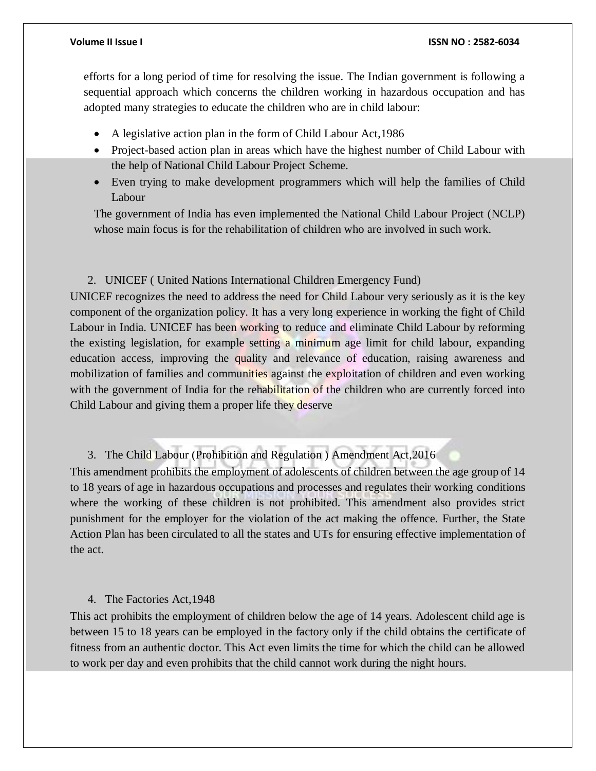efforts for a long period of time for resolving the issue. The Indian government is following a sequential approach which concerns the children working in hazardous occupation and has adopted many strategies to educate the children who are in child labour:

- A legislative action plan in the form of Child Labour Act,1986
- Project-based action plan in areas which have the highest number of Child Labour with the help of National Child Labour Project Scheme.
- Even trying to make development programmers which will help the families of Child Labour

The government of India has even implemented the National Child Labour Project (NCLP) whose main focus is for the rehabilitation of children who are involved in such work.

2. UNICEF ( United Nations International Children Emergency Fund)

UNICEF recognizes the need to address the need for Child Labour very seriously as it is the key component of the organization policy. It has a very long experience in working the fight of Child Labour in India. UNICEF has been working to reduce and eliminate Child Labour by reforming the existing legislation, for example setting a minimum age limit for child labour, expanding education access, improving the quality and relevance of education, raising awareness and mobilization of families and communities against the exploitation of children and even working with the government of India for the rehabilitation of the children who are currently forced into Child Labour and giving them a proper life they deserve

3. The Child Labour (Prohibition and Regulation ) Amendment Act,2016

This amendment prohibits the employment of adolescents of children between the age group of 14 to 18 years of age in hazardous occupations and processes and regulates their working conditions where the working of these children is not prohibited. This amendment also provides strict punishment for the employer for the violation of the act making the offence. Further, the State Action Plan has been circulated to all the states and UTs for ensuring effective implementation of the act.

4. The Factories Act,1948

This act prohibits the employment of children below the age of 14 years. Adolescent child age is between 15 to 18 years can be employed in the factory only if the child obtains the certificate of fitness from an authentic doctor. This Act even limits the time for which the child can be allowed to work per day and even prohibits that the child cannot work during the night hours.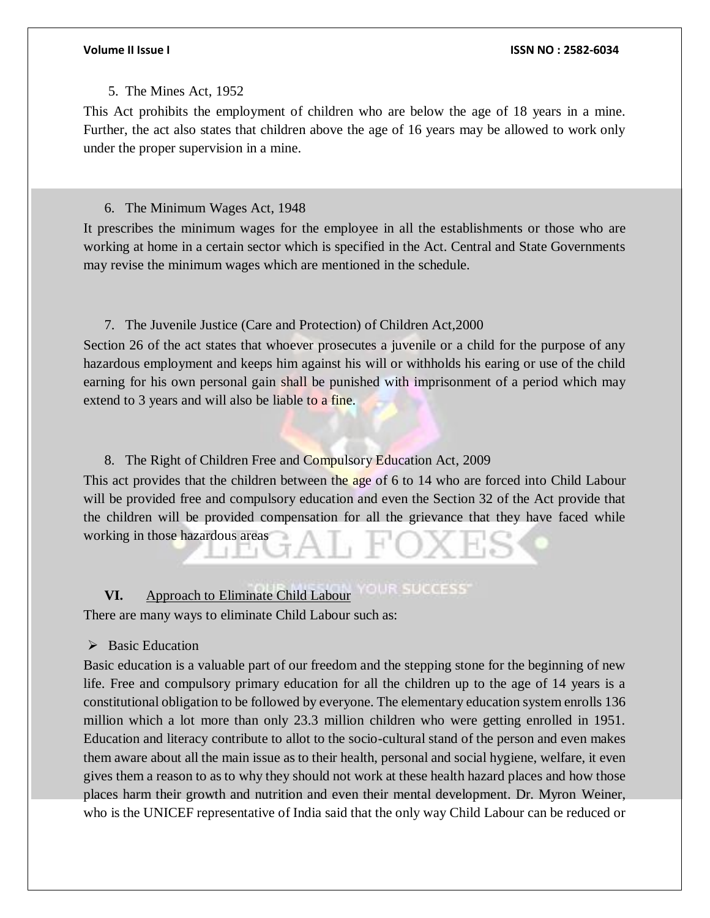5. The Mines Act, 1952

This Act prohibits the employment of children who are below the age of 18 years in a mine. Further, the act also states that children above the age of 16 years may be allowed to work only under the proper supervision in a mine.

6. The Minimum Wages Act, 1948

It prescribes the minimum wages for the employee in all the establishments or those who are working at home in a certain sector which is specified in the Act. Central and State Governments may revise the minimum wages which are mentioned in the schedule.

7. The Juvenile Justice (Care and Protection) of Children Act,2000

Section 26 of the act states that whoever prosecutes a juvenile or a child for the purpose of any hazardous employment and keeps him against his will or withholds his earing or use of the child earning for his own personal gain shall be punished with imprisonment of a period which may extend to 3 years and will also be liable to a fine.

8. The Right of Children Free and Compulsory Education Act, 2009

This act provides that the children between the age of 6 to 14 who are forced into Child Labour will be provided free and compulsory education and even the Section 32 of the Act provide that the children will be provided compensation for all the grievance that they have faced while working in those hazardous areas

## VI. Approach to Eliminate Child Labour

There are many ways to eliminate Child Labour such as:

- Basic Education

Basic education is a valuable part of our freedom and the stepping stone for the beginning of new life. Free and compulsory primary education for all the children up to the age of 14 years is a constitutional obligation to be followed by everyone. The elementary education system enrolls 136 million which a lot more than only 23.3 million children who were getting enrolled in 1951. Education and literacy contribute to allot to the socio-cultural stand of the person and even makes them aware about all the main issue as to their health, personal and social hygiene, welfare, it even gives them a reason to as to why they should not work at these health hazard places and how those places harm their growth and nutrition and even their mental development. Dr. Myron Weiner, who is the UNICEF representative of India said that the only way Child Labour can be reduced or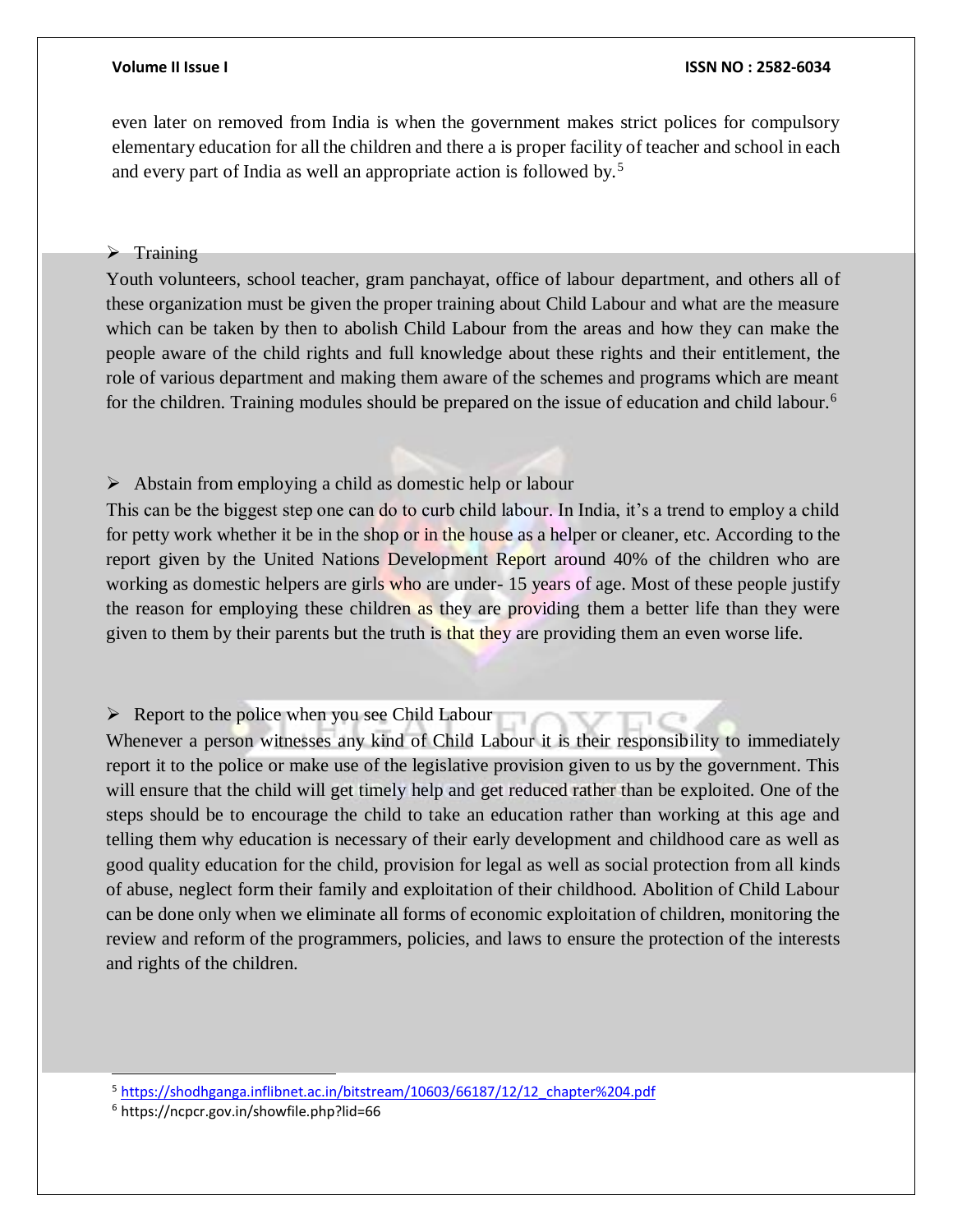even later on removed from India is when the government makes strict polices for compulsory elementary education for all the children and there a is proper facility of teacher and school in each and every part of India as well an appropriate action is followed by.[5]

- Training

Youth volunteers, school teacher, gram panchayat, office of labour department, and others all of these organization must be given the proper training about Child Labour and what are the measure which can be taken by then to abolish Child Labour from the areas and how they can make the people aware of the child rights and full knowledge about these rights and their entitlement, the role of various department and making them aware of the schemes and programs which are meant for the children. Training modules should be prepared on the issue of education and child labour.[6]

- Abstain from employing a child as domestic help or labour

This can be the biggest step one can do to curb child labour. In India, it's a trend to employ a child for petty work whether it be in the shop or in the house as a helper or cleaner, etc. According to the report given by the United Nations Development Report around 40% of the children who are working as domestic helpers are girls who are under- 15 years of age. Most of these people justify the reason for employing these children as they are providing them a better life than they were given to them by their parents but the truth is that they are providing them an even worse life.

- Report to the police when you see Child Labour

Whenever a person witnesses any kind of Child Labour it is their responsibility to immediately report it to the police or make use of the legislative provision given to us by the government. This will ensure that the child will get timely help and get reduced rather than be exploited. One of the steps should be to encourage the child to take an education rather than working at this age and telling them why education is necessary of their early development and childhood care as well as good quality education for the child, provision for legal as well as social protection from all kinds of abuse, neglect form their family and exploitation of their childhood. Abolition of Child Labour can be done only when we eliminate all forms of economic exploitation of children, monitoring the review and reform of the programmers, policies, and laws to ensure the protection of the interests and rights of the children.

---

[5] https://shodhganga.inflibnet.ac.in/bitstream/10603/66187/12/12_chapter%204.pdf

[6] https://ncpcr.gov.in/showfile.php?lid=66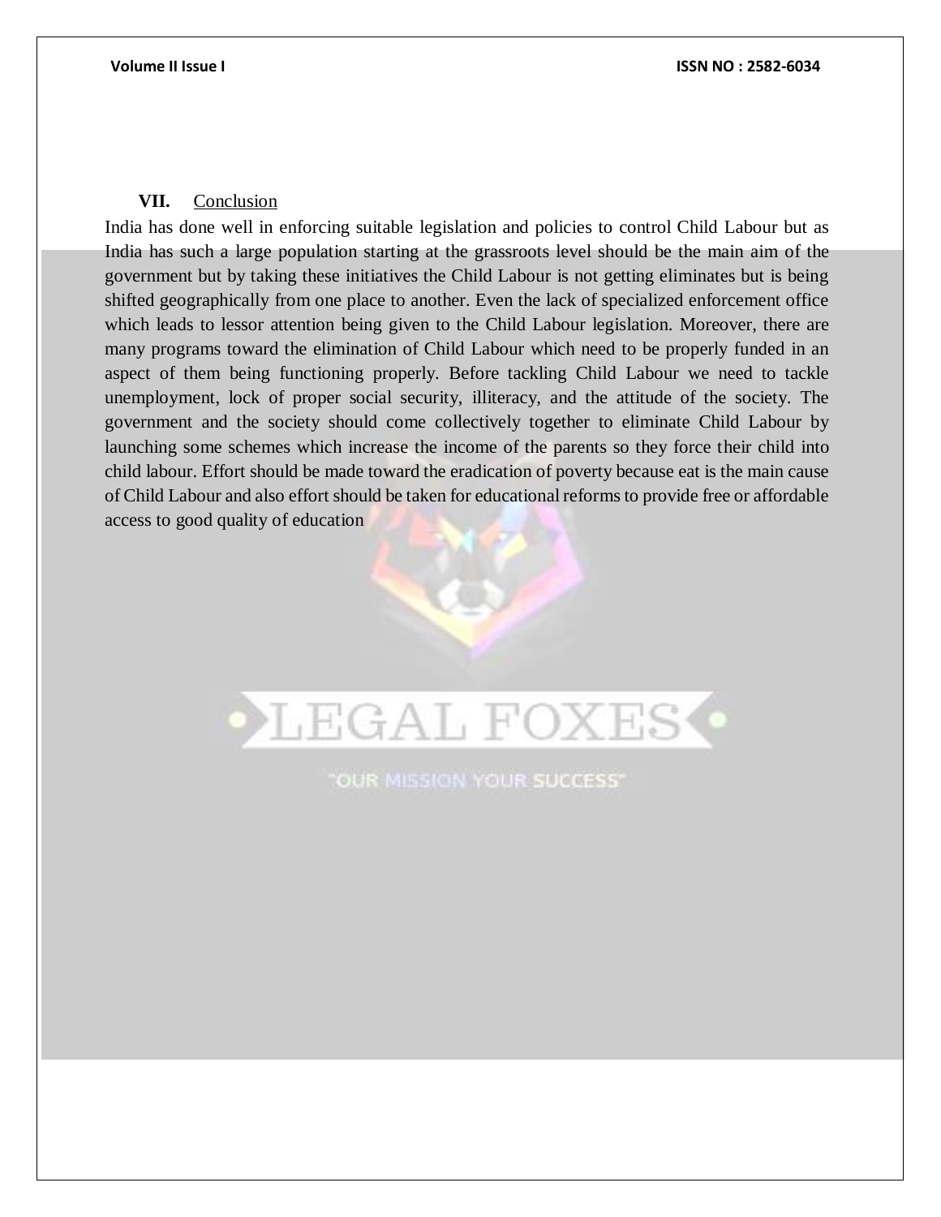## VII. Conclusion

India has done well in enforcing suitable legislation and policies to control Child Labour but as India has such a large population starting at the grassroots level should be the main aim of the government but by taking these initiatives the Child Labour is not getting eliminates but is being shifted geographically from one place to another. Even the lack of specialized enforcement office which leads to lessor attention being given to the Child Labour legislation. Moreover, there are many programs toward the elimination of Child Labour which need to be properly funded in an aspect of them being functioning properly. Before tackling Child Labour we need to tackle unemployment, lock of proper social security, illiteracy, and the attitude of the society. The government and the society should come collectively together to eliminate Child Labour by launching some schemes which increase the income of the parents so they force their child into child labour. Effort should be made toward the eradication of poverty because eat is the main cause of Child Labour and also effort should be taken for educational reforms to provide free or affordable access to good quality of education